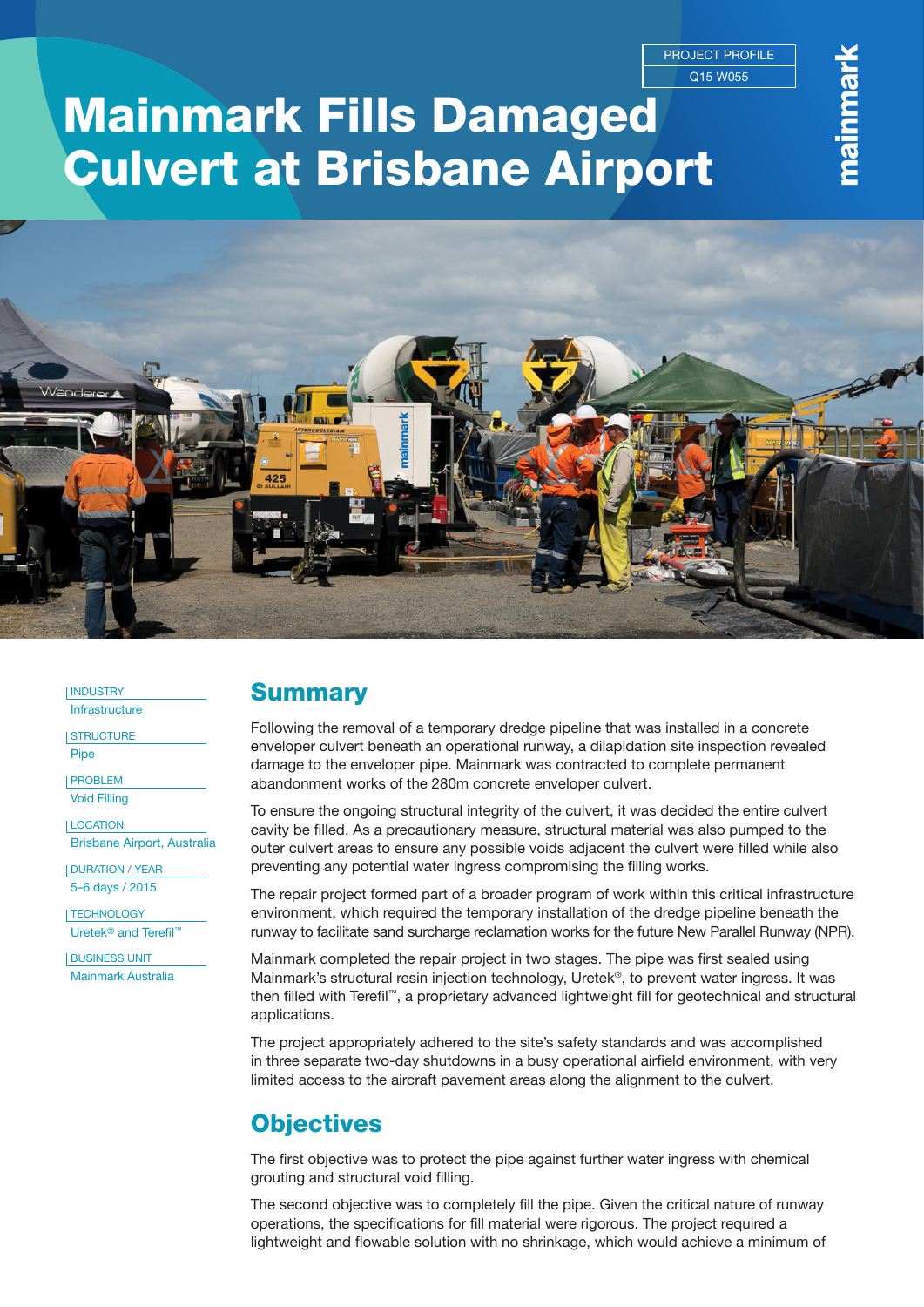PROJECT PROFILE
Q15 W055

# Mainmark Fills Damaged Culvert at Brisbane Airport

INDUSTRY
Infrastructure

STRUCTURE
Pipe

PROBLEM
Void Filling

LOCATION
Brisbane Airport, Australia

DURATION / YEAR
5–6 days / 2015

TECHNOLOGY
Uretek® and Terefil™

BUSINESS UNIT
Mainmark Australia

## Summary

Following the removal of a temporary dredge pipeline that was installed in a concrete enveloper culvert beneath an operational runway, a dilapidation site inspection revealed damage to the enveloper pipe. Mainmark was contracted to complete permanent abandonment works of the 280m concrete enveloper culvert.

To ensure the ongoing structural integrity of the culvert, it was decided the entire culvert cavity be filled. As a precautionary measure, structural material was also pumped to the outer culvert areas to ensure any possible voids adjacent the culvert were filled while also preventing any potential water ingress compromising the filling works.

The repair project formed part of a broader program of work within this critical infrastructure environment, which required the temporary installation of the dredge pipeline beneath the runway to facilitate sand surcharge reclamation works for the future New Parallel Runway (NPR).

Mainmark completed the repair project in two stages. The pipe was first sealed using Mainmark's structural resin injection technology, Uretek®, to prevent water ingress. It was then filled with Terefil™, a proprietary advanced lightweight fill for geotechnical and structural applications.

The project appropriately adhered to the site's safety standards and was accomplished in three separate two-day shutdowns in a busy operational airfield environment, with very limited access to the aircraft pavement areas along the alignment to the culvert.

## Objectives

The first objective was to protect the pipe against further water ingress with chemical grouting and structural void filling.

The second objective was to completely fill the pipe. Given the critical nature of runway operations, the specifications for fill material were rigorous. The project required a lightweight and flowable solution with no shrinkage, which would achieve a minimum of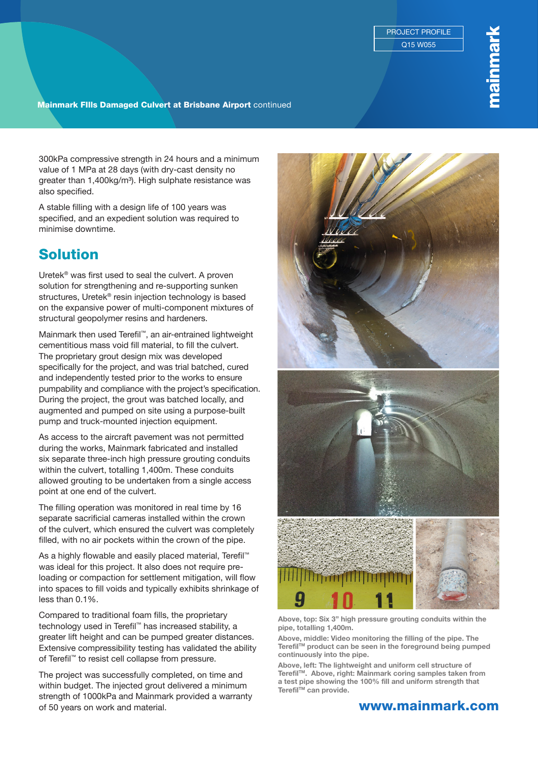300kPa compressive strength in 24 hours and a minimum value of 1 MPa at 28 days (with dry-cast density no greater than 1,400kg/m³). High sulphate resistance was also specified.

A stable filling with a design life of 100 years was specified, and an expedient solution was required to minimise downtime.

## Solution

Uretek® was first used to seal the culvert. A proven solution for strengthening and re-supporting sunken structures, Uretek® resin injection technology is based on the expansive power of multi-component mixtures of structural geopolymer resins and hardeners.

Mainmark then used Terefil™, an air-entrained lightweight cementitious mass void fill material, to fill the culvert. The proprietary grout design mix was developed specifically for the project, and was trial batched, cured and independently tested prior to the works to ensure pumpability and compliance with the project's specification. During the project, the grout was batched locally, and augmented and pumped on site using a purpose-built pump and truck-mounted injection equipment.

As access to the aircraft pavement was not permitted during the works, Mainmark fabricated and installed six separate three-inch high pressure grouting conduits within the culvert, totalling 1,400m. These conduits allowed grouting to be undertaken from a single access point at one end of the culvert.

The filling operation was monitored in real time by 16 separate sacrificial cameras installed within the crown of the culvert, which ensured the culvert was completely filled, with no air pockets within the crown of the pipe.

As a highly flowable and easily placed material, Terefil™ was ideal for this project. It also does not require pre-loading or compaction for settlement mitigation, will flow into spaces to fill voids and typically exhibits shrinkage of less than 0.1%.

Compared to traditional foam fills, the proprietary technology used in Terefil™ has increased stability, a greater lift height and can be pumped greater distances. Extensive compressibility testing has validated the ability of Terefil™ to resist cell collapse from pressure.

The project was successfully completed, on time and within budget. The injected grout delivered a minimum strength of 1000kPa and Mainmark provided a warranty of 50 years on work and material.

**Above, top: Six 3" high pressure grouting conduits within the pipe, totalling 1,400m.**

**Above, middle: Video monitoring the filling of the pipe. The Terefil™ product can be seen in the foreground being pumped continuously into the pipe.**

**Above, left: The lightweight and uniform cell structure of Terefil™. Above, right: Mainmark coring samples taken from a test pipe showing the 100% fill and uniform strength that Terefil™ can provide.**

**www.mainmark.com**